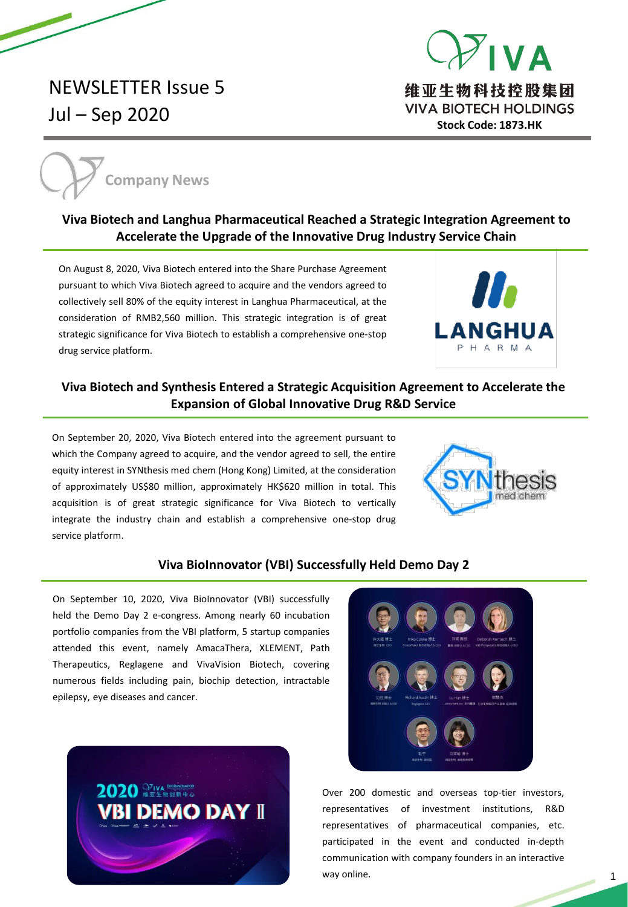# NEWSLETTER Issue 5

Jul – Sep 2020

维亚生物科技控股集团
VIVA BIOTECH HOLDINGS
**Stock Code: 1873.HK**

## Company News

### Viva Biotech and Langhua Pharmaceutical Reached a Strategic Integration Agreement to Accelerate the Upgrade of the Innovative Drug Industry Service Chain

On August 8, 2020, Viva Biotech entered into the Share Purchase Agreement pursuant to which Viva Biotech agreed to acquire and the vendors agreed to collectively sell 80% of the equity interest in Langhua Pharmaceutical, at the consideration of RMB2,560 million. This strategic integration is of great strategic significance for Viva Biotech to establish a comprehensive one-stop drug service platform.

### Viva Biotech and Synthesis Entered a Strategic Acquisition Agreement to Accelerate the Expansion of Global Innovative Drug R&D Service

On September 20, 2020, Viva Biotech entered into the agreement pursuant to which the Company agreed to acquire, and the vendor agreed to sell, the entire equity interest in SYNthesis med chem (Hong Kong) Limited, at the consideration of approximately US$80 million, approximately HK$620 million in total. This acquisition is of great strategic significance for Viva Biotech to vertically integrate the industry chain and establish a comprehensive one-stop drug service platform.

### Viva BioInnovator (VBI) Successfully Held Demo Day 2

On September 10, 2020, Viva BioInnovator (VBI) successfully held the Demo Day 2 e-congress. Among nearly 60 incubation portfolio companies from the VBI platform, 5 startup companies attended this event, namely AmacaThera, XLEMENT, Path Therapeutics, Reglagene and VivaVision Biotech, covering numerous fields including pain, biochip detection, intractable epilepsy, eye diseases and cancer.

Over 200 domestic and overseas top-tier investors, representatives of investment institutions, R&D representatives of pharmaceutical companies, etc. participated in the event and conducted in-depth communication with company founders in an interactive way online.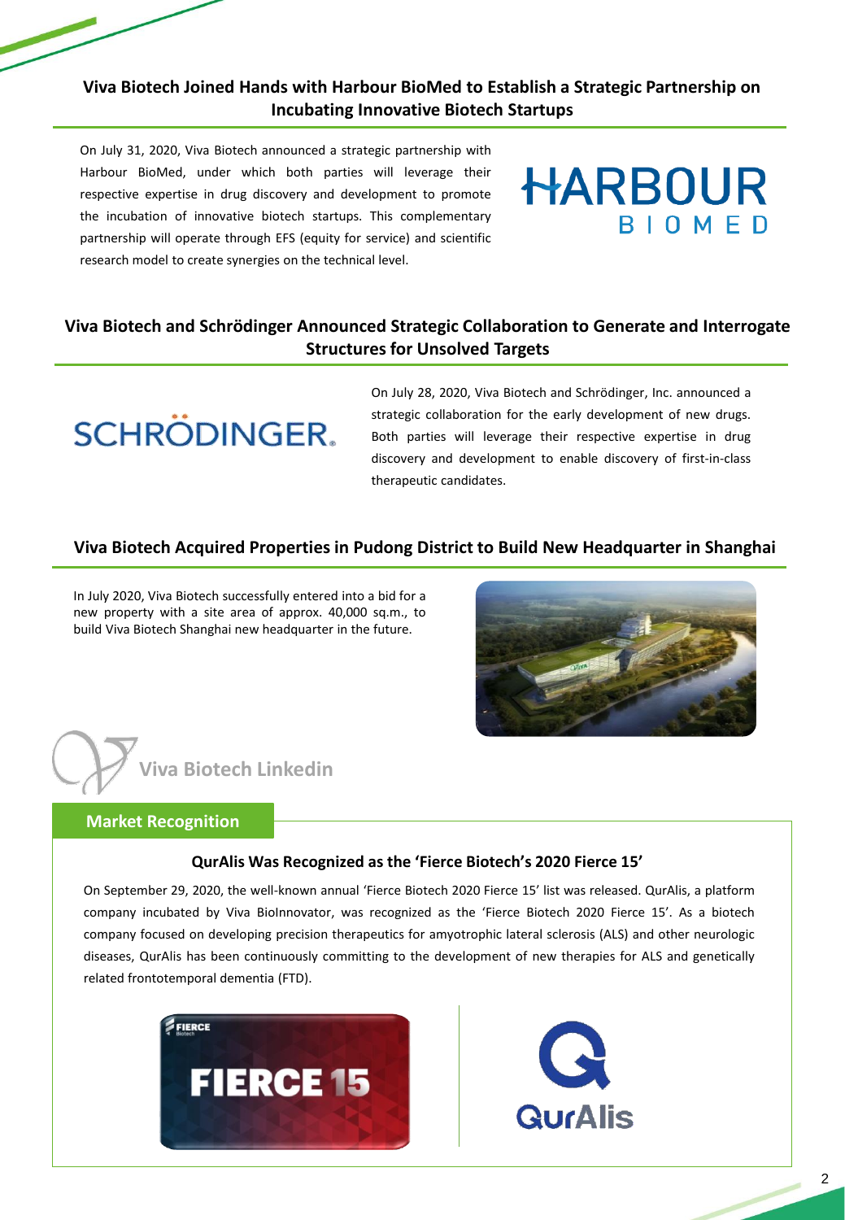## Viva Biotech Joined Hands with Harbour BioMed to Establish a Strategic Partnership on Incubating Innovative Biotech Startups

On July 31, 2020, Viva Biotech announced a strategic partnership with Harbour BioMed, under which both parties will leverage their respective expertise in drug discovery and development to promote the incubation of innovative biotech startups. This complementary partnership will operate through EFS (equity for service) and scientific research model to create synergies on the technical level.

## Viva Biotech and Schrödinger Announced Strategic Collaboration to Generate and Interrogate Structures for Unsolved Targets

On July 28, 2020, Viva Biotech and Schrödinger, Inc. announced a strategic collaboration for the early development of new drugs. Both parties will leverage their respective expertise in drug discovery and development to enable discovery of first-in-class therapeutic candidates.

## Viva Biotech Acquired Properties in Pudong District to Build New Headquarter in Shanghai

In July 2020, Viva Biotech successfully entered into a bid for a new property with a site area of approx. 40,000 sq.m., to build Viva Biotech Shanghai new headquarter in the future.

# Viva Biotech Linkedin

## Market Recognition

### QurAlis Was Recognized as the 'Fierce Biotech's 2020 Fierce 15'

On September 29, 2020, the well-known annual 'Fierce Biotech 2020 Fierce 15' list was released. QurAlis, a platform company incubated by Viva BioInnovator, was recognized as the 'Fierce Biotech 2020 Fierce 15'. As a biotech company focused on developing precision therapeutics for amyotrophic lateral sclerosis (ALS) and other neurologic diseases, QurAlis has been continuously committing to the development of new therapies for ALS and genetically related frontotemporal dementia (FTD).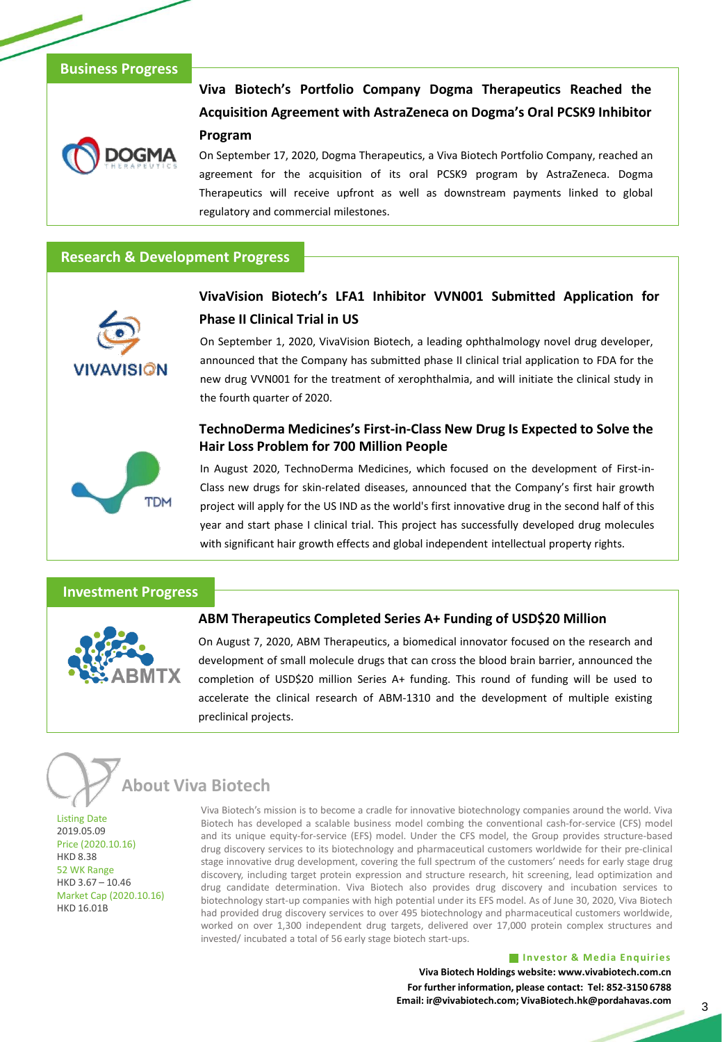## Business Progress

### Viva Biotech's Portfolio Company Dogma Therapeutics Reached the Acquisition Agreement with AstraZeneca on Dogma's Oral PCSK9 Inhibitor Program

On September 17, 2020, Dogma Therapeutics, a Viva Biotech Portfolio Company, reached an agreement for the acquisition of its oral PCSK9 program by AstraZeneca. Dogma Therapeutics will receive upfront as well as downstream payments linked to global regulatory and commercial milestones.

## Research & Development Progress

### VivaVision Biotech's LFA1 Inhibitor VVN001 Submitted Application for Phase II Clinical Trial in US

On September 1, 2020, VivaVision Biotech, a leading ophthalmology novel drug developer, announced that the Company has submitted phase II clinical trial application to FDA for the new drug VVN001 for the treatment of xerophthalmia, and will initiate the clinical study in the fourth quarter of 2020.

### TechnoDerma Medicines's First-in-Class New Drug Is Expected to Solve the Hair Loss Problem for 700 Million People

In August 2020, TechnoDerma Medicines, which focused on the development of First-in-Class new drugs for skin-related diseases, announced that the Company's first hair growth project will apply for the US IND as the world's first innovative drug in the second half of this year and start phase I clinical trial. This project has successfully developed drug molecules with significant hair growth effects and global independent intellectual property rights.

## Investment Progress

### ABM Therapeutics Completed Series A+ Funding of USD$20 Million

On August 7, 2020, ABM Therapeutics, a biomedical innovator focused on the research and development of small molecule drugs that can cross the blood brain barrier, announced the completion of USD$20 million Series A+ funding. This round of funding will be used to accelerate the clinical research of ABM-1310 and the development of multiple existing preclinical projects.

## About Viva Biotech

Listing Date
2019.05.09
Price (2020.10.16)
HKD 8.38
52 WK Range
HKD 3.67 – 10.46
Market Cap (2020.10.16)
HKD 16.01B

Viva Biotech's mission is to become a cradle for innovative biotechnology companies around the world. Viva Biotech has developed a scalable business model combing the conventional cash-for-service (CFS) model and its unique equity-for-service (EFS) model. Under the CFS model, the Group provides structure-based drug discovery services to its biotechnology and pharmaceutical customers worldwide for their pre-clinical stage innovative drug development, covering the full spectrum of the customers' needs for early stage drug discovery, including target protein expression and structure research, hit screening, lead optimization and drug candidate determination. Viva Biotech also provides drug discovery and incubation services to biotechnology start-up companies with high potential under its EFS model. As of June 30, 2020, Viva Biotech had provided drug discovery services to over 495 biotechnology and pharmaceutical customers worldwide, worked on over 1,300 independent drug targets, delivered over 17,000 protein complex structures and invested/ incubated a total of 56 early stage biotech start-ups.

**Investor & Media Enquiries**

**Viva Biotech Holdings website: www.vivabiotech.com.cn**
**For further information, please contact: Tel: 852-3150 6788**
**Email: ir@vivabiotech.com; VivaBiotech.hk@pordahavas.com**